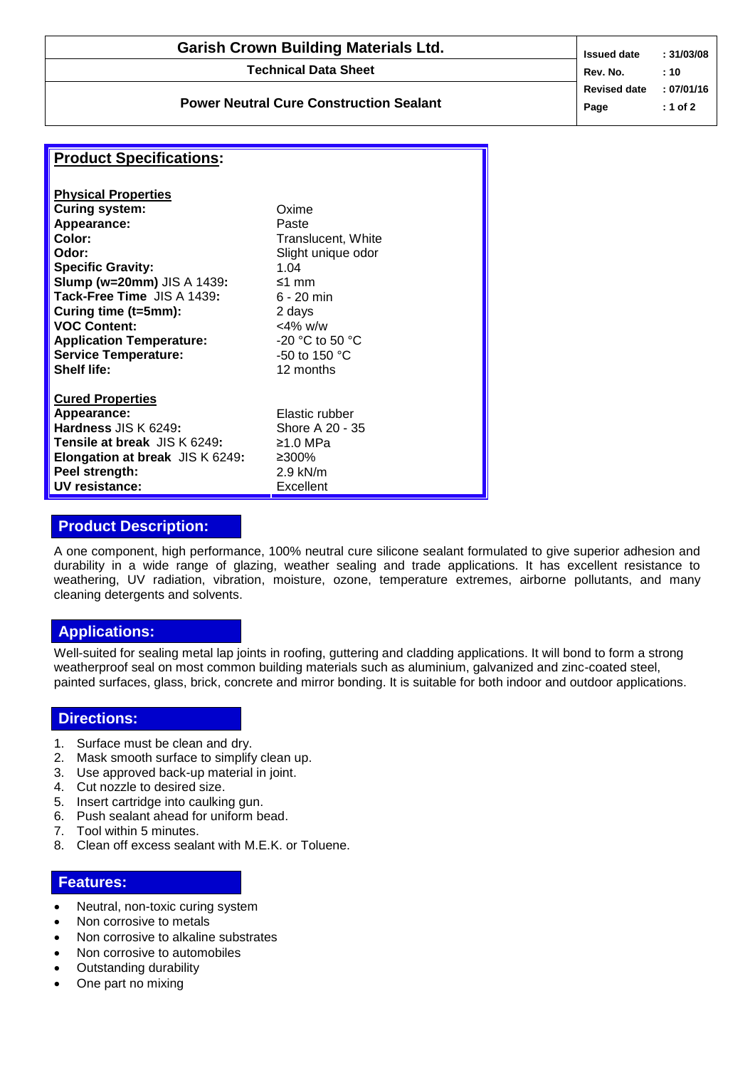# Garish Crown Building Materials Ltd.

## Technical Data Sheet

## Power Neutral Cure Construction Sealant

| | |
|---|---|
| **Issued date** | **: 31/03/08** |
| **Rev. No.** | **: 10** |
| **Revised date** | **: 07/01/16** |

## Product Specifications:

**Physical Properties**

| | |
|---|---|
| **Curing system:** | Oxime |
| **Appearance:** | Paste |
| **Color:** | Translucent, White |
| **Odor:** | Slight unique odor |
| **Specific Gravity:** | 1.04 |
| **Slump (w=20mm)** JIS A 1439**:** | ≤1 mm |
| **Tack-Free Time** JIS A 1439**:** | 6 - 20 min |
| **Curing time (t=5mm):** | 2 days |
| **VOC Content:** | <4% w/w |
| **Application Temperature:** | -20 °C to 50 °C |
| **Service Temperature:** | -50 to 150 °C |
| **Shelf life:** | 12 months |

**Cured Properties**

| | |
|---|---|
| **Appearance:** | Elastic rubber |
| **Hardness** JIS K 6249**:** | Shore A 20 - 35 |
| **Tensile at break** JIS K 6249**:** | ≥1.0 MPa |
| **Elongation at break** JIS K 6249**:** | ≥300% |
| **Peel strength:** | 2.9 kN/m |
| **UV resistance:** | Excellent |

## Product Description:

A one component, high performance, 100% neutral cure silicone sealant formulated to give superior adhesion and durability in a wide range of glazing, weather sealing and trade applications. It has excellent resistance to weathering, UV radiation, vibration, moisture, ozone, temperature extremes, airborne pollutants, and many cleaning detergents and solvents.

## Applications:

Well-suited for sealing metal lap joints in roofing, guttering and cladding applications. It will bond to form a strong weatherproof seal on most common building materials such as aluminium, galvanized and zinc-coated steel, painted surfaces, glass, brick, concrete and mirror bonding. It is suitable for both indoor and outdoor applications.

## Directions:

1. Surface must be clean and dry.
2. Mask smooth surface to simplify clean up.
3. Use approved back-up material in joint.
4. Cut nozzle to desired size.
5. Insert cartridge into caulking gun.
6. Push sealant ahead for uniform bead.
7. Tool within 5 minutes.
8. Clean off excess sealant with M.E.K. or Toluene.

## Features:

- Neutral, non-toxic curing system
- Non corrosive to metals
- Non corrosive to alkaline substrates
- Non corrosive to automobiles
- Outstanding durability
- One part no mixing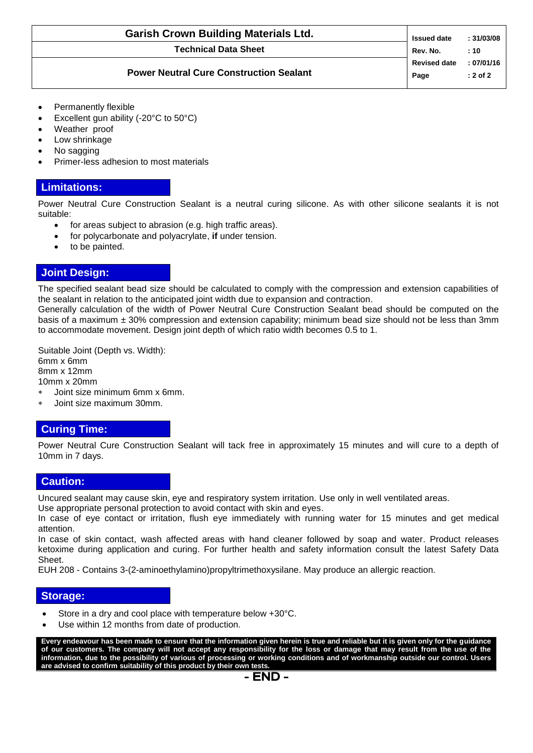- Permanently flexible
- Excellent gun ability (-20°C to 50°C)
- Weather proof
- Low shrinkage
- No sagging
- Primer-less adhesion to most materials

## Limitations:

Power Neutral Cure Construction Sealant is a neutral curing silicone. As with other silicone sealants it is not suitable:

- for areas subject to abrasion (e.g. high traffic areas).
- for polycarbonate and polyacrylate, **if** under tension.
- to be painted.

## Joint Design:

The specified sealant bead size should be calculated to comply with the compression and extension capabilities of the sealant in relation to the anticipated joint width due to expansion and contraction.

Generally calculation of the width of Power Neutral Cure Construction Sealant bead should be computed on the basis of a maximum ± 30% compression and extension capability; minimum bead size should not be less than 3mm to accommodate movement. Design joint depth of which ratio width becomes 0.5 to 1.

Suitable Joint (Depth vs. Width):
6mm x 6mm
8mm x 12mm
10mm x 20mm

- Joint size minimum 6mm x 6mm.
- Joint size maximum 30mm.

## Curing Time:

Power Neutral Cure Construction Sealant will tack free in approximately 15 minutes and will cure to a depth of 10mm in 7 days.

## Caution:

Uncured sealant may cause skin, eye and respiratory system irritation. Use only in well ventilated areas.
Use appropriate personal protection to avoid contact with skin and eyes.
In case of eye contact or irritation, flush eye immediately with running water for 15 minutes and get medical attention.
In case of skin contact, wash affected areas with hand cleaner followed by soap and water. Product releases ketoxime during application and curing. For further health and safety information consult the latest Safety Data Sheet.
EUH 208 - Contains 3-(2-aminoethylamino)propyltrimethoxysilane. May produce an allergic reaction.

## Storage:

- Store in a dry and cool place with temperature below +30°C.
- Use within 12 months from date of production.

**Every endeavour has been made to ensure that the information given herein is true and reliable but it is given only for the guidance of our customers. The company will not accept any responsibility for the loss or damage that may result from the use of the information, due to the possibility of various of processing or working conditions and of workmanship outside our control. Users are advised to confirm suitability of this product by their own tests.**

**- END -**